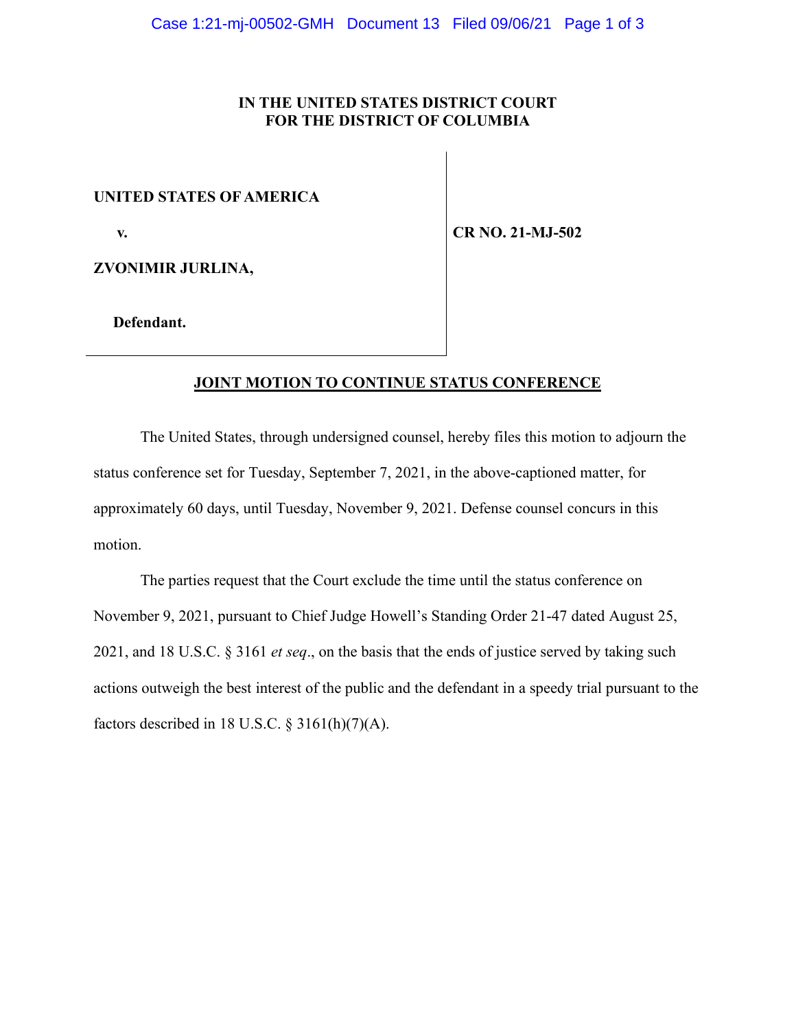**IN THE UNITED STATES DISTRICT COURT**
**FOR THE DISTRICT OF COLUMBIA**

| | |
|---|---|
| **UNITED STATES OF AMERICA** | |
| **v.** | **CR NO. 21-MJ-502** |
| **ZVONIMIR JURLINA,** | |
| **Defendant.** | |

**JOINT MOTION TO CONTINUE STATUS CONFERENCE**

The United States, through undersigned counsel, hereby files this motion to adjourn the status conference set for Tuesday, September 7, 2021, in the above-captioned matter, for approximately 60 days, until Tuesday, November 9, 2021. Defense counsel concurs in this motion.

The parties request that the Court exclude the time until the status conference on November 9, 2021, pursuant to Chief Judge Howell's Standing Order 21-47 dated August 25, 2021, and 18 U.S.C. § 3161 *et seq*., on the basis that the ends of justice served by taking such actions outweigh the best interest of the public and the defendant in a speedy trial pursuant to the factors described in 18 U.S.C. § 3161(h)(7)(A).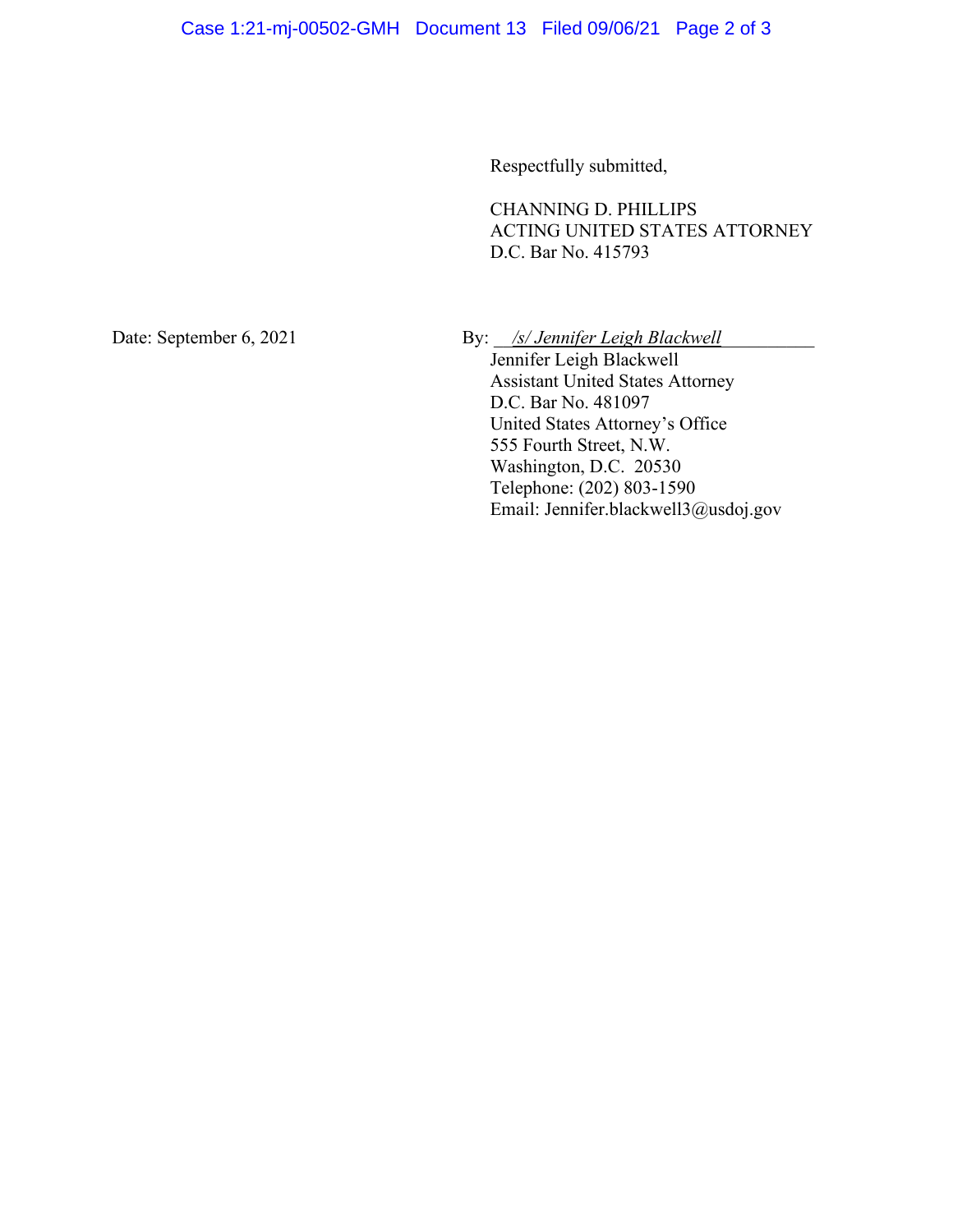Respectfully submitted,

CHANNING D. PHILLIPS
ACTING UNITED STATES ATTORNEY
D.C. Bar No. 415793

Date: September 6, 2021

By: *_/s/ Jennifer Leigh Blackwell_*
Jennifer Leigh Blackwell
Assistant United States Attorney
D.C. Bar No. 481097
United States Attorney's Office
555 Fourth Street, N.W.
Washington, D.C. 20530
Telephone: (202) 803-1590
Email: Jennifer.blackwell3@usdoj.gov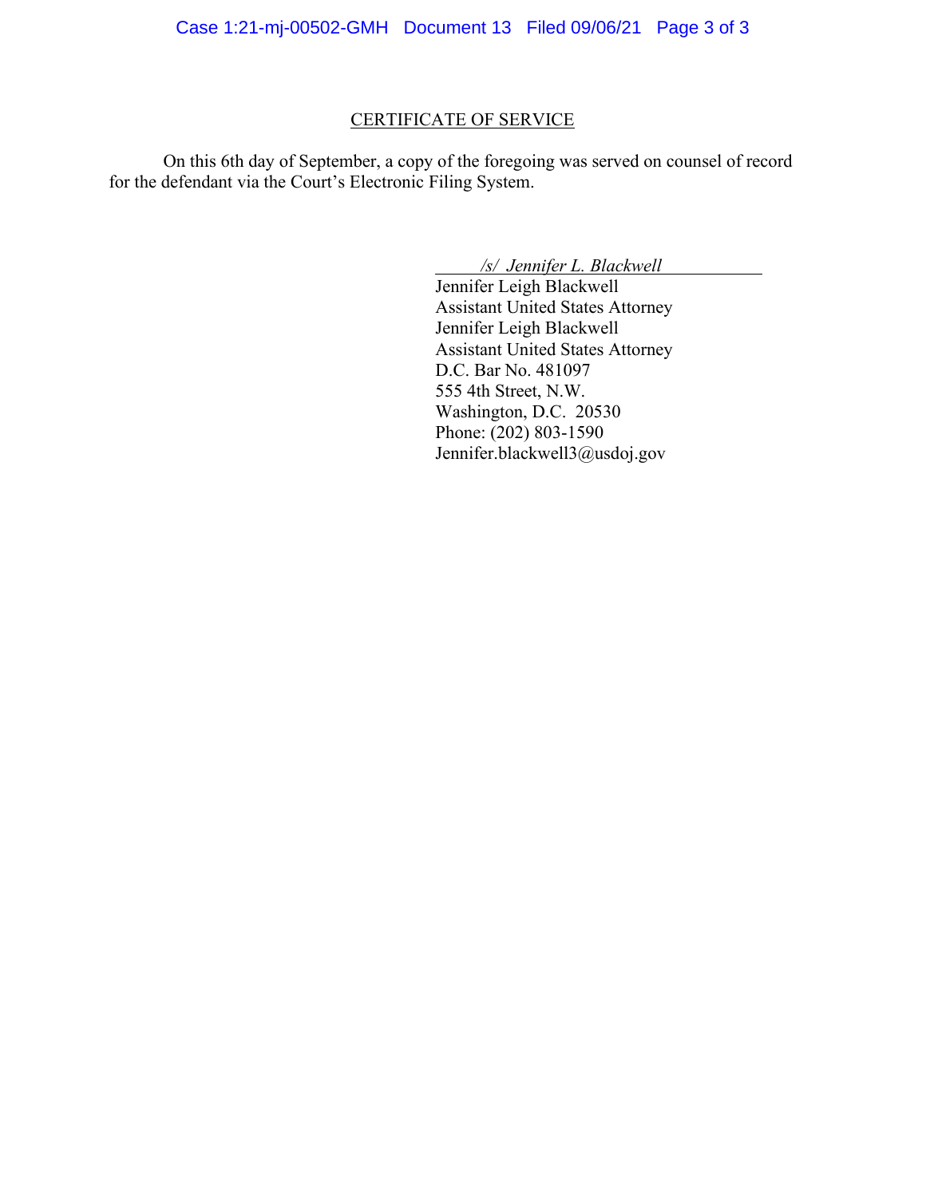## CERTIFICATE OF SERVICE

On this 6th day of September, a copy of the foregoing was served on counsel of record for the defendant via the Court's Electronic Filing System.

*/s/ Jennifer L. Blackwell*
Jennifer Leigh Blackwell
Assistant United States Attorney
Jennifer Leigh Blackwell
Assistant United States Attorney
D.C. Bar No. 481097
555 4th Street, N.W.
Washington, D.C. 20530
Phone: (202) 803-1590
Jennifer.blackwell3@usdoj.gov